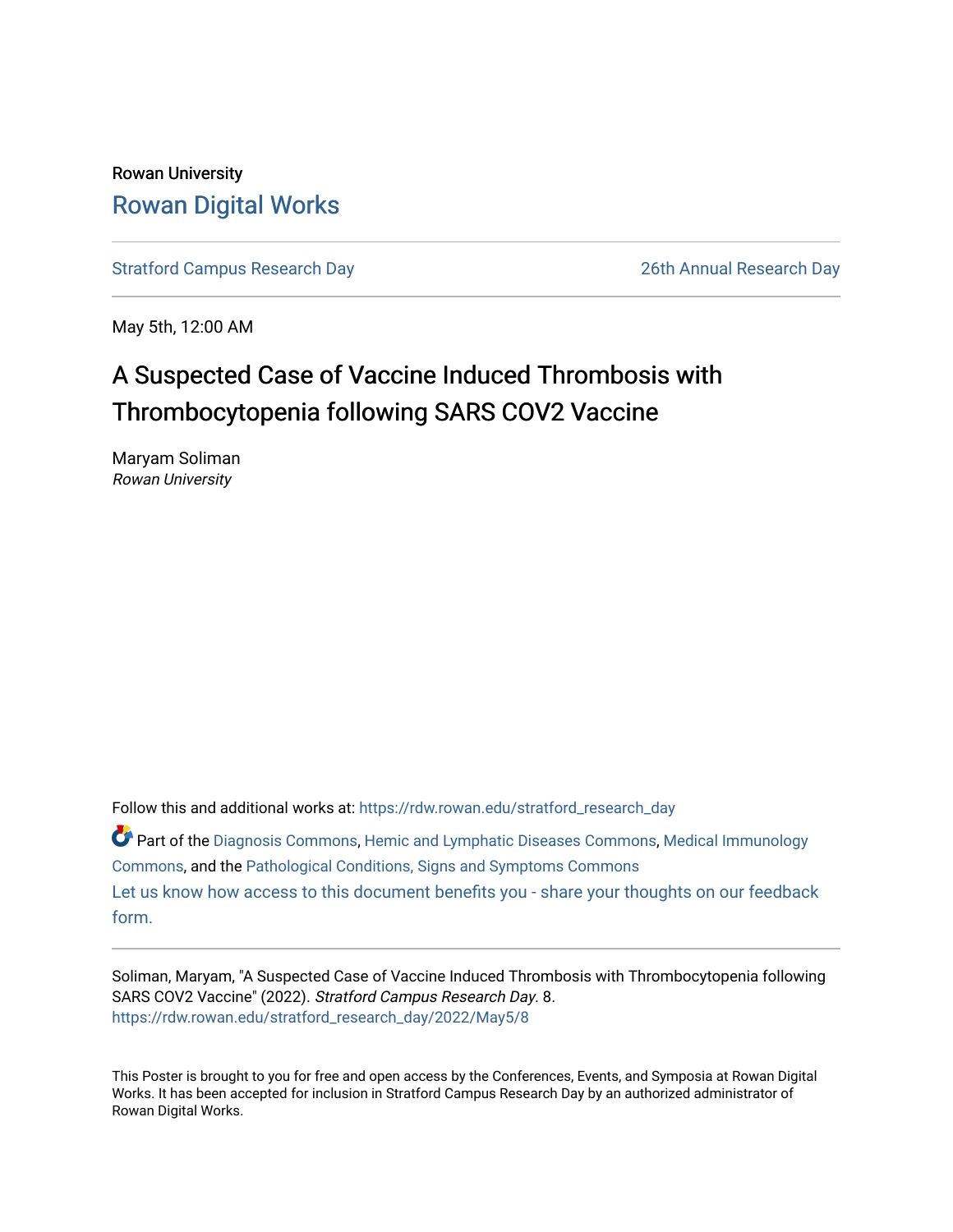Rowan University

# Rowan Digital Works

Stratford Campus Research Day | 26th Annual Research Day

May 5th, 12:00 AM

## A Suspected Case of Vaccine Induced Thrombosis with Thrombocytopenia following SARS COV2 Vaccine

Maryam Soliman
*Rowan University*

Follow this and additional works at: https://rdw.rowan.edu/stratford_research_day

Part of the Diagnosis Commons, Hemic and Lymphatic Diseases Commons, Medical Immunology Commons, and the Pathological Conditions, Signs and Symptoms Commons

Let us know how access to this document benefits you - share your thoughts on our feedback form.

Soliman, Maryam, "A Suspected Case of Vaccine Induced Thrombosis with Thrombocytopenia following SARS COV2 Vaccine" (2022). *Stratford Campus Research Day*. 8.
https://rdw.rowan.edu/stratford_research_day/2022/May5/8

This Poster is brought to you for free and open access by the Conferences, Events, and Symposia at Rowan Digital Works. It has been accepted for inclusion in Stratford Campus Research Day by an authorized administrator of Rowan Digital Works.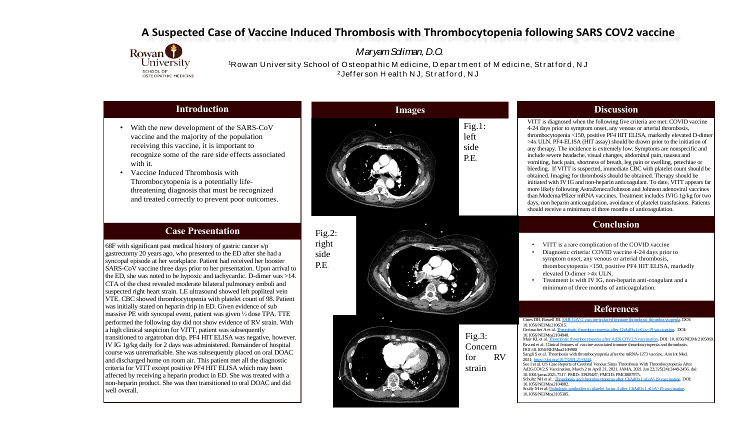# A Suspected Case of Vaccine Induced Thrombosis with Thrombocytopenia following SARS COV2 vaccine

*Maryam Soliman, D.O.*

[1]Rowan University School of Osteopathic Medicine, Department of Medicine, Stratford, NJ

[2]Jefferson Health NJ, Stratford, NJ

## Introduction

- With the new development of the SARS-CoV vaccine and the majority of the population receiving this vaccine, it is important to recognize some of the rare side effects associated with it.
- Vaccine Induced Thrombosis with Thrombocytopenia is a potentially life-threatening diagnosis that must be recognized and treated correctly to prevent poor outcomes.

## Case Presentation

68F with significant past medical history of gastric cancer s/p gastrectomy 20 years ago, who presented to the ED after she had a syncopal episode at her workplace. Patient had received her booster SARS-CoV vaccine three days prior to her presentation. Upon arrival to the ED, she was noted to be hypoxic and tachycardic. D-dimer was >14. CTA of the chest revealed moderate bilateral pulmonary emboli and suspected right heart strain. LE ultrasound showed left popliteal vein VTE. CBC showed thrombocytopenia with platelet count of 98. Patient was initially stated on heparin drip in ED. Given evidence of sub massive PE with syncopal event, patient was given ½ dose TPA. TTE performed the following day did not show evidence of RV strain. With a high clinical suspicion for VITT, patient was subsequently transitioned to argatroban drip. PF4 HIT ELISA was negative, however. IV IG 1g/kg daily for 2 days was administered. Remainder of hospital course was unremarkable. She was subsequently placed on oral DOAC and discharged home on room air. This patient met all the diagnostic criteria for VITT except positive PF4 HIT ELISA which may been affected by receiving a heparin product in ED. She was treated with a non-heparin product. She was then transitioned to oral DOAC and did well overall.

## Images

Fig.1: left side P.E.

Fig.2: right side P.E.

Fig.3: Concern for RV strain

## Discussion

VITT is diagnosed when the following five criteria are met: COVID vaccine 4-24 days prior to symptom onset, any venous or arterial thrombosis, thrombocytopenia <150, positive PF4 HIT ELISA, markedly elevated D-dimer >4x ULN. PF4-ELISA (HIT assay) should be drawn prior to the initiation of any therapy. The incidence is extremely low. Symptoms are nonspecific and include severe headache, visual changes, abdominal pain, nausea and vomiting, back pain, shortness of breath, leg pain or swelling, petechiae or bleeding. If VITT is suspected, immediate CBC with platelet count should be obtained. Imaging for thrombosis should be obtained. Therapy should be initiated with IV IG and non-heparin anticoagulant. To date, VITT appears far more likely following AstraZeneca/Johnson and Johnson adenoviral vaccines than Moderna/Pfizer mRNA vaccines. Treatment includes IVIG 1g/kg for two days, non heparin anticoagulation, avoidance of platelet transfusions. Patients should receive a minimum of three months of anticoagulation.

## Conclusion

- VITT is a rare complication of the COVID vaccine
- Diagnostic criteria: COVID vaccine 4-24 days prior to symptom onset, any venous or arterial thrombosis, thrombocytopenia <150, positive PF4 HIT ELISA, markedly elevated D-dimer >4x ULN.
- Treatment is with IV IG, non-heparin anti-coagulant and a minimum of three months of anticoagulation.

## References

Cines DB, Bussell JB. SAR-CoV-2 vaccine-induced immune thrombotic thrombocytopenia. DOI: 10.1056/NEJMe2106315.

Greinacher A et al. Thrombotic thrombocytopenia after ChAdOx1 nCov-19 vaccination. DOI: 10.1056/NEJMoa2104840.

Muir KL et al. Thrombotic thrombocytopenia after Ad26.COV2.S vaccination. DOI: 10.1056/NEJMc2105869.

Pavord et al. Clinical features of vaccine-associated immune thrombocytopenia and thrombosis. DOI:10.1056/NEJMoa2109908

Sangli S et al. Thrombosis with thrombocytopenia after the mRNA-1273 vaccine. Ann Int Med. 2021; https://doi.org/10.7326/L21-0244.

See I et al. US Case Reports of Cerebral Venous Sinus Thrombosis With Thrombocytopenia After Ad26.COV2.S Vaccination, March 2 to April 21, 2021. JAMA. 2021 Jun 22;325(24):2448-2456. doi: 10.1001/jama.2021.7517. PMID: 33929487; PMCID: PMC8087975.

Schultz NH et al. Thrombosis and thrombocytopenia after ChAdOx1 nCoV-19 vaccination. DOI: 10.1056/NEJMoa2104882.

Scully M et al. Pathologic antibodies to platelet factor 4 after ChAdOx1 nCoV-19 vaccination. 10.1056/NEJMoa2105385.